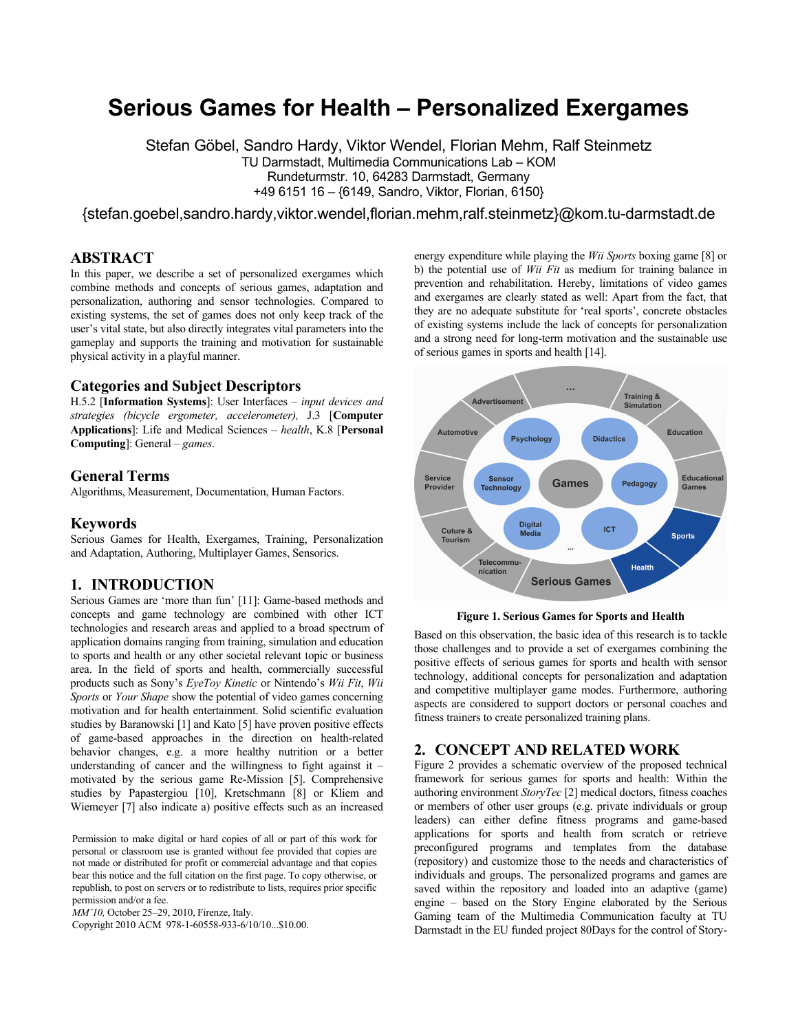# Serious Games for Health – Personalized Exergames

Stefan Göbel, Sandro Hardy, Viktor Wendel, Florian Mehm, Ralf Steinmetz
TU Darmstadt, Multimedia Communications Lab – KOM
Rundeturmstr. 10, 64283 Darmstadt, Germany
+49 6151 16 – {6149, Sandro, Viktor, Florian, 6150}

{stefan.goebel,sandro.hardy,viktor.wendel,florian.mehm,ralf.steinmetz}@kom.tu-darmstadt.de

## ABSTRACT

In this paper, we describe a set of personalized exergames which combine methods and concepts of serious games, adaptation and personalization, authoring and sensor technologies. Compared to existing systems, the set of games does not only keep track of the user's vital state, but also directly integrates vital parameters into the gameplay and supports the training and motivation for sustainable physical activity in a playful manner.

## Categories and Subject Descriptors

H.5.2 [**Information Systems**]: User Interfaces – *input devices and strategies (bicycle ergometer, accelerometer),* J.3 [**Computer Applications**]: Life and Medical Sciences – *health*, K.8 [**Personal Computing**]: General – *games*.

## General Terms

Algorithms, Measurement, Documentation, Human Factors.

## Keywords

Serious Games for Health, Exergames, Training, Personalization and Adaptation, Authoring, Multiplayer Games, Sensorics.

## 1. INTRODUCTION

Serious Games are 'more than fun' [11]: Game-based methods and concepts and game technology are combined with other ICT technologies and research areas and applied to a broad spectrum of application domains ranging from training, simulation and education to sports and health or any other societal relevant topic or business area. In the field of sports and health, commercially successful products such as Sony's *EyeToy Kinetic* or Nintendo's *Wii Fit*, *Wii Sports* or *Your Shape* show the potential of video games concerning motivation and for health entertainment. Solid scientific evaluation studies by Baranowski [1] and Kato [5] have proven positive effects of game-based approaches in the direction on health-related behavior changes, e.g. a more healthy nutrition or a better understanding of cancer and the willingness to fight against it – motivated by the serious game Re-Mission [5]. Comprehensive studies by Papastergiou [10], Kretschmann [8] or Kliem and Wiemeyer [7] also indicate a) positive effects such as an increased energy expenditure while playing the *Wii Sports* boxing game [8] or b) the potential use of *Wii Fit* as medium for training balance in prevention and rehabilitation. Hereby, limitations of video games and exergames are clearly stated as well: Apart from the fact, that they are no adequate substitute for 'real sports', concrete obstacles of existing systems include the lack of concepts for personalization and a strong need for long-term motivation and the sustainable use of serious games in sports and health [14].

**Figure 1. Serious Games for Sports and Health**

Based on this observation, the basic idea of this research is to tackle those challenges and to provide a set of exergames combining the positive effects of serious games for sports and health with sensor technology, additional concepts for personalization and adaptation and competitive multiplayer game modes. Furthermore, authoring aspects are considered to support doctors or personal coaches and fitness trainers to create personalized training plans.

## 2. CONCEPT AND RELATED WORK

Figure 2 provides a schematic overview of the proposed technical framework for serious games for sports and health: Within the authoring environment *StoryTec* [2] medical doctors, fitness coaches or members of other user groups (e.g. private individuals or group leaders) can either define fitness programs and game-based applications for sports and health from scratch or retrieve preconfigured programs and templates from the database (repository) and customize those to the needs and characteristics of individuals and groups. The personalized programs and games are saved within the repository and loaded into an adaptive (game) engine – based on the Story Engine elaborated by the Serious Gaming team of the Multimedia Communication faculty at TU Darmstadt in the EU funded project 80Days for the control of Story-

Permission to make digital or hard copies of all or part of this work for personal or classroom use is granted without fee provided that copies are not made or distributed for profit or commercial advantage and that copies bear this notice and the full citation on the first page. To copy otherwise, or republish, to post on servers or to redistribute to lists, requires prior specific permission and/or a fee.
*MM'10,* October 25–29, 2010, Firenze, Italy.
Copyright 2010 ACM 978-1-60558-933-6/10/10...$10.00.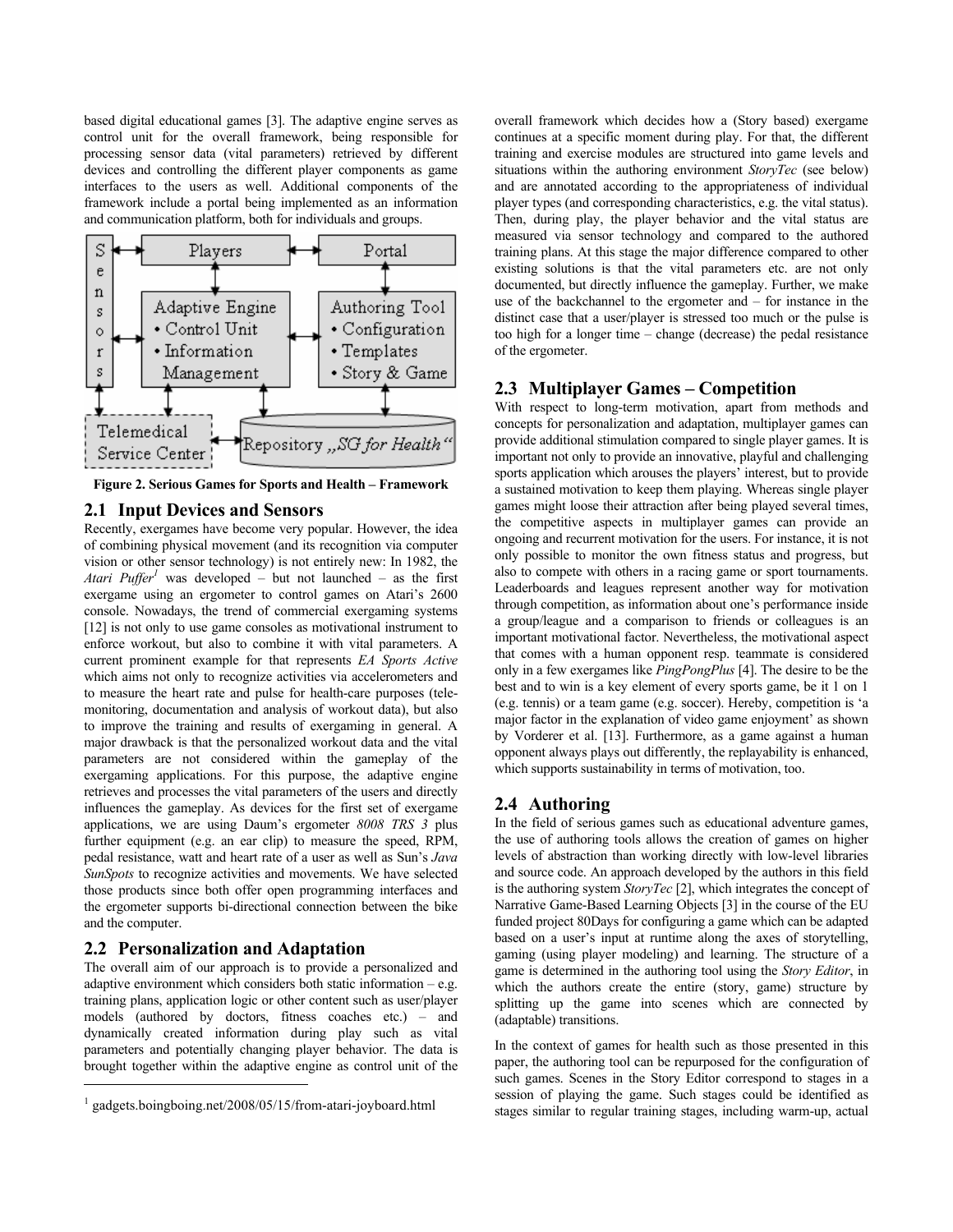based digital educational games [3]. The adaptive engine serves as control unit for the overall framework, being responsible for processing sensor data (vital parameters) retrieved by different devices and controlling the different player components as game interfaces to the users as well. Additional components of the framework include a portal being implemented as an information and communication platform, both for individuals and groups.

Sensors
Players
Portal
Adaptive Engine
• Control Unit
• Information Management
Authoring Tool
• Configuration
• Templates
• Story & Game
Telemedical Service Center
Repository „SG for Health"

**Figure 2. Serious Games for Sports and Health – Framework**

## 2.1 Input Devices and Sensors

Recently, exergames have become very popular. However, the idea of combining physical movement (and its recognition via computer vision or other sensor technology) is not entirely new: In 1982, the *Atari Puffer*[1] was developed – but not launched – as the first exergame using an ergometer to control games on Atari's 2600 console. Nowadays, the trend of commercial exergaming systems [12] is not only to use game consoles as motivational instrument to enforce workout, but also to combine it with vital parameters. A current prominent example for that represents *EA Sports Active* which aims not only to recognize activities via accelerometers and to measure the heart rate and pulse for health-care purposes (tele-monitoring, documentation and analysis of workout data), but also to improve the training and results of exergaming in general. A major drawback is that the personalized workout data and the vital parameters are not considered within the gameplay of the exergaming applications. For this purpose, the adaptive engine retrieves and processes the vital parameters of the users and directly influences the gameplay. As devices for the first set of exergame applications, we are using Daum's ergometer *8008 TRS 3* plus further equipment (e.g. an ear clip) to measure the speed, RPM, pedal resistance, watt and heart rate of a user as well as Sun's *Java SunSpots* to recognize activities and movements. We have selected those products since both offer open programming interfaces and the ergometer supports bi-directional connection between the bike and the computer.

## 2.2 Personalization and Adaptation

The overall aim of our approach is to provide a personalized and adaptive environment which considers both static information – e.g. training plans, application logic or other content such as user/player models (authored by doctors, fitness coaches etc.) – and dynamically created information during play such as vital parameters and potentially changing player behavior. The data is brought together within the adaptive engine as control unit of the overall framework which decides how a (Story based) exergame continues at a specific moment during play. For that, the different training and exercise modules are structured into game levels and situations within the authoring environment *StoryTec* (see below) and are annotated according to the appropriateness of individual player types (and corresponding characteristics, e.g. the vital status). Then, during play, the player behavior and the vital status are measured via sensor technology and compared to the authored training plans. At this stage the major difference compared to other existing solutions is that the vital parameters etc. are not only documented, but directly influence the gameplay. Further, we make use of the backchannel to the ergometer and – for instance in the distinct case that a user/player is stressed too much or the pulse is too high for a longer time – change (decrease) the pedal resistance of the ergometer.

## 2.3 Multiplayer Games – Competition

With respect to long-term motivation, apart from methods and concepts for personalization and adaptation, multiplayer games can provide additional stimulation compared to single player games. It is important not only to provide an innovative, playful and challenging sports application which arouses the players' interest, but to provide a sustained motivation to keep them playing. Whereas single player games might loose their attraction after being played several times, the competitive aspects in multiplayer games can provide an ongoing and recurrent motivation for the users. For instance, it is not only possible to monitor the own fitness status and progress, but also to compete with others in a racing game or sport tournaments. Leaderboards and leagues represent another way for motivation through competition, as information about one's performance inside a group/league and a comparison to friends or colleagues is an important motivational factor. Nevertheless, the motivational aspect that comes with a human opponent resp. teammate is considered only in a few exergames like *PingPongPlus* [4]. The desire to be the best and to win is a key element of every sports game, be it 1 on 1 (e.g. tennis) or a team game (e.g. soccer). Hereby, competition is 'a major factor in the explanation of video game enjoyment' as shown by Vorderer et al. [13]. Furthermore, as a game against a human opponent always plays out differently, the replayability is enhanced, which supports sustainability in terms of motivation, too.

## 2.4 Authoring

In the field of serious games such as educational adventure games, the use of authoring tools allows the creation of games on higher levels of abstraction than working directly with low-level libraries and source code. An approach developed by the authors in this field is the authoring system *StoryTec* [2], which integrates the concept of Narrative Game-Based Learning Objects [3] in the course of the EU funded project 80Days for configuring a game which can be adapted based on a user's input at runtime along the axes of storytelling, gaming (using player modeling) and learning. The structure of a game is determined in the authoring tool using the *Story Editor*, in which the authors create the entire (story, game) structure by splitting up the game into scenes which are connected by (adaptable) transitions.

In the context of games for health such as those presented in this paper, the authoring tool can be repurposed for the configuration of such games. Scenes in the Story Editor correspond to stages in a session of playing the game. Such stages could be identified as stages similar to regular training stages, including warm-up, actual

[1] gadgets.boingboing.net/2008/05/15/from-atari-joyboard.html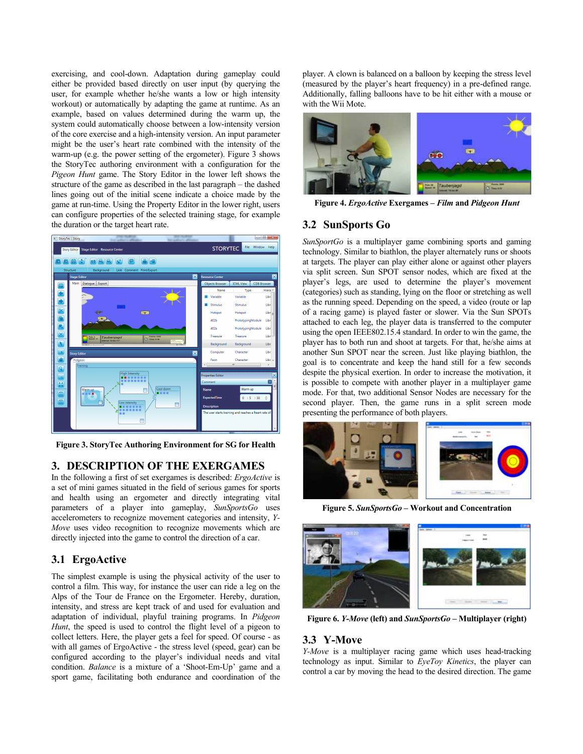exercising, and cool-down. Adaptation during gameplay could either be provided based directly on user input (by querying the user, for example whether he/she wants a low or high intensity workout) or automatically by adapting the game at runtime. As an example, based on values determined during the warm up, the system could automatically choose between a low-intensity version of the core exercise and a high-intensity version. An input parameter might be the user's heart rate combined with the intensity of the warm-up (e.g. the power setting of the ergometer). Figure 3 shows the StoryTec authoring environment with a configuration for the *Pigeon Hunt* game. The Story Editor in the lower left shows the structure of the game as described in the last paragraph – the dashed lines going out of the initial scene indicate a choice made by the game at run-time. Using the Property Editor in the lower right, users can configure properties of the selected training stage, for example the duration or the target heart rate.

**Figure 3. StoryTec Authoring Environment for SG for Health**

## 3. DESCRIPTION OF THE EXERGAMES

In the following a first of set exergames is described: *ErgoActive* is a set of mini games situated in the field of serious games for sports and health using an ergometer and directly integrating vital parameters of a player into gameplay, *SunSportsGo* uses accelerometers to recognize movement categories and intensity, *Y-Move* uses video recognition to recognize movements which are directly injected into the game to control the direction of a car.

### 3.1 ErgoActive

The simplest example is using the physical activity of the user to control a film. This way, for instance the user can ride a leg on the Alps of the Tour de France on the Ergometer. Hereby, duration, intensity, and stress are kept track of and used for evaluation and adaptation of individual, playful training programs. In *Pigeon Hunt*, the speed is used to control the flight level of a pigeon to collect letters. Here, the player gets a feel for speed. Of course - as with all games of ErgoActive - the stress level (speed, gear) can be configured according to the player's individual needs and vital condition. *Balance* is a mixture of a 'Shoot-Em-Up' game and a sport game, facilitating both endurance and coordination of the player. A clown is balanced on a balloon by keeping the stress level (measured by the player's heart frequency) in a pre-defined range. Additionally, falling balloons have to be hit either with a mouse or with the Wii Mote.

**Figure 4. *ErgoActive* Exergames – *Film* and *Pidgeon Hunt***

### 3.2 SunSports Go

*SunSportGo* is a multiplayer game combining sports and gaming technology. Similar to biathlon, the player alternately runs or shoots at targets. The player can play either alone or against other players via split screen. Sun SPOT sensor nodes, which are fixed at the player's legs, are used to determine the player's movement (categories) such as standing, lying on the floor or stretching as well as the running speed. Depending on the speed, a video (route or lap of a racing game) is played faster or slower. Via the Sun SPOTs attached to each leg, the player data is transferred to the computer using the open IEEE802.15.4 standard. In order to win the game, the player has to both run and shoot at targets. For that, he/she aims at another Sun SPOT near the screen. Just like playing biathlon, the goal is to concentrate and keep the hand still for a few seconds despite the physical exertion. In order to increase the motivation, it is possible to compete with another player in a multiplayer game mode. For that, two additional Sensor Nodes are necessary for the second player. Then, the game runs in a split screen mode presenting the performance of both players.

**Figure 5. *SunSportsGo* – Workout and Concentration**

**Figure 6. *Y-Move* (left) and *SunSportsGo* – Multiplayer (right)**

### 3.3 Y-Move

*Y-Move* is a multiplayer racing game which uses head-tracking technology as input. Similar to *EyeToy Kinetics*, the player can control a car by moving the head to the desired direction. The game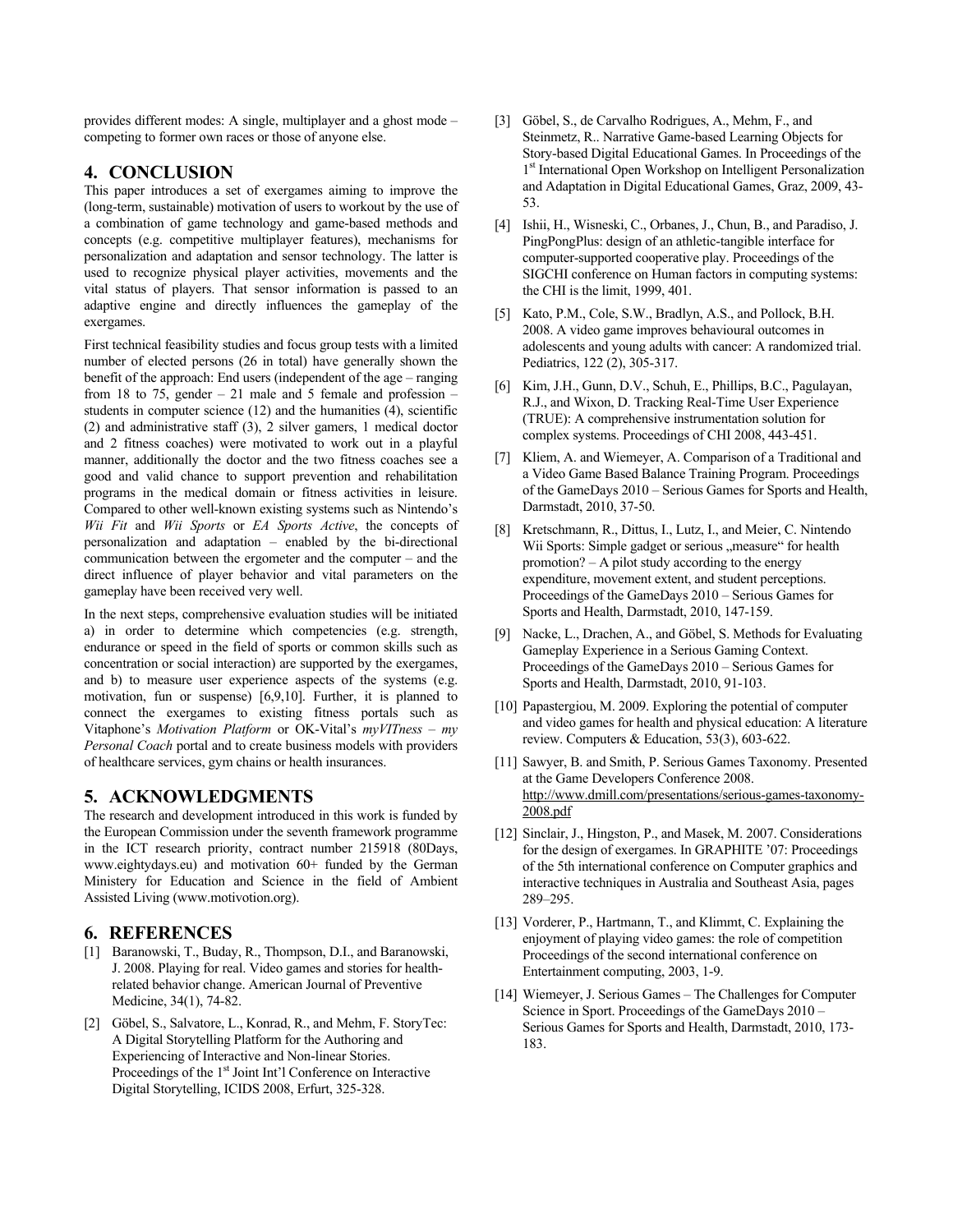provides different modes: A single, multiplayer and a ghost mode – competing to former own races or those of anyone else.

## 4. CONCLUSION

This paper introduces a set of exergames aiming to improve the (long-term, sustainable) motivation of users to workout by the use of a combination of game technology and game-based methods and concepts (e.g. competitive multiplayer features), mechanisms for personalization and adaptation and sensor technology. The latter is used to recognize physical player activities, movements and the vital status of players. That sensor information is passed to an adaptive engine and directly influences the gameplay of the exergames.

First technical feasibility studies and focus group tests with a limited number of elected persons (26 in total) have generally shown the benefit of the approach: End users (independent of the age – ranging from 18 to 75, gender – 21 male and 5 female and profession – students in computer science (12) and the humanities (4), scientific (2) and administrative staff (3), 2 silver gamers, 1 medical doctor and 2 fitness coaches) were motivated to work out in a playful manner, additionally the doctor and the two fitness coaches see a good and valid chance to support prevention and rehabilitation programs in the medical domain or fitness activities in leisure. Compared to other well-known existing systems such as Nintendo's *Wii Fit* and *Wii Sports* or *EA Sports Active*, the concepts of personalization and adaptation – enabled by the bi-directional communication between the ergometer and the computer – and the direct influence of player behavior and vital parameters on the gameplay have been received very well.

In the next steps, comprehensive evaluation studies will be initiated a) in order to determine which competencies (e.g. strength, endurance or speed in the field of sports or common skills such as concentration or social interaction) are supported by the exergames, and b) to measure user experience aspects of the systems (e.g. motivation, fun or suspense) [6,9,10]. Further, it is planned to connect the exergames to existing fitness portals such as Vitaphone's *Motivation Platform* or OK-Vital's *myVITness – my Personal Coach* portal and to create business models with providers of healthcare services, gym chains or health insurances.

## 5. ACKNOWLEDGMENTS

The research and development introduced in this work is funded by the European Commission under the seventh framework programme in the ICT research priority, contract number 215918 (80Days, www.eightydays.eu) and motivation 60+ funded by the German Ministery for Education and Science in the field of Ambient Assisted Living (www.motivotion.org).

## 6. REFERENCES

[1] Baranowski, T., Buday, R., Thompson, D.I., and Baranowski, J. 2008. Playing for real. Video games and stories for health-related behavior change. American Journal of Preventive Medicine, 34(1), 74-82.

[2] Göbel, S., Salvatore, L., Konrad, R., and Mehm, F. StoryTec: A Digital Storytelling Platform for the Authoring and Experiencing of Interactive and Non-linear Stories. Proceedings of the 1st Joint Int'l Conference on Interactive Digital Storytelling, ICIDS 2008, Erfurt, 325-328.

[3] Göbel, S., de Carvalho Rodrigues, A., Mehm, F., and Steinmetz, R.. Narrative Game-based Learning Objects for Story-based Digital Educational Games. In Proceedings of the 1st International Open Workshop on Intelligent Personalization and Adaptation in Digital Educational Games, Graz, 2009, 43-53.

[4] Ishii, H., Wisneski, C., Orbanes, J., Chun, B., and Paradiso, J. PingPongPlus: design of an athletic-tangible interface for computer-supported cooperative play. Proceedings of the SIGCHI conference on Human factors in computing systems: the CHI is the limit, 1999, 401.

[5] Kato, P.M., Cole, S.W., Bradlyn, A.S., and Pollock, B.H. 2008. A video game improves behavioural outcomes in adolescents and young adults with cancer: A randomized trial. Pediatrics, 122 (2), 305-317.

[6] Kim, J.H., Gunn, D.V., Schuh, E., Phillips, B.C., Pagulayan, R.J., and Wixon, D. Tracking Real-Time User Experience (TRUE): A comprehensive instrumentation solution for complex systems. Proceedings of CHI 2008, 443-451.

[7] Kliem, A. and Wiemeyer, A. Comparison of a Traditional and a Video Game Based Balance Training Program. Proceedings of the GameDays 2010 – Serious Games for Sports and Health, Darmstadt, 2010, 37-50.

[8] Kretschmann, R., Dittus, I., Lutz, I., and Meier, C. Nintendo Wii Sports: Simple gadget or serious „measure" for health promotion? – A pilot study according to the energy expenditure, movement extent, and student perceptions. Proceedings of the GameDays 2010 – Serious Games for Sports and Health, Darmstadt, 2010, 147-159.

[9] Nacke, L., Drachen, A., and Göbel, S. Methods for Evaluating Gameplay Experience in a Serious Gaming Context. Proceedings of the GameDays 2010 – Serious Games for Sports and Health, Darmstadt, 2010, 91-103.

[10] Papastergiou, M. 2009. Exploring the potential of computer and video games for health and physical education: A literature review. Computers & Education, 53(3), 603-622.

[11] Sawyer, B. and Smith, P. Serious Games Taxonomy. Presented at the Game Developers Conference 2008. http://www.dmill.com/presentations/serious-games-taxonomy-2008.pdf

[12] Sinclair, J., Hingston, P., and Masek, M. 2007. Considerations for the design of exergames. In GRAPHITE '07: Proceedings of the 5th international conference on Computer graphics and interactive techniques in Australia and Southeast Asia, pages 289–295.

[13] Vorderer, P., Hartmann, T., and Klimmt, C. Explaining the enjoyment of playing video games: the role of competition Proceedings of the second international conference on Entertainment computing, 2003, 1-9.

[14] Wiemeyer, J. Serious Games – The Challenges for Computer Science in Sport. Proceedings of the GameDays 2010 – Serious Games for Sports and Health, Darmstadt, 2010, 173-183.